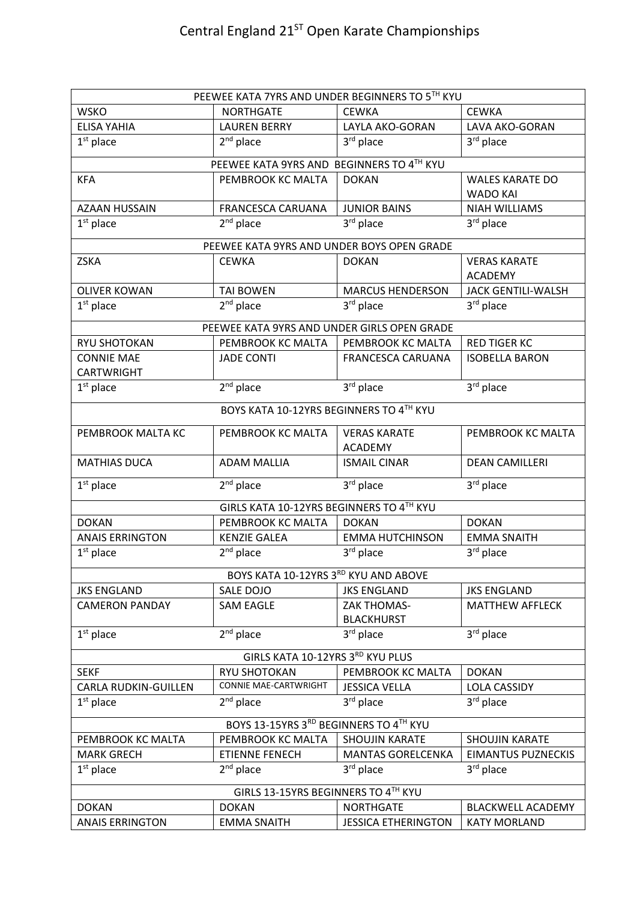# Central England 21$^{ST}$ Open Karate Championships

| PEEWEE KATA 7YRS AND UNDER BEGINNERS TO 5$^{TH}$ KYU | | | |
|---|---|---|---|
| WSKO | NORTHGATE | CEWKA | CEWKA |
| ELISA YAHIA | LAUREN BERRY | LAYLA AKO-GORAN | LAVA AKO-GORAN |
| 1$^{st}$ place | 2$^{nd}$ place | 3$^{rd}$ place | 3$^{rd}$ place |

| PEEWEE KATA 9YRS AND BEGINNERS TO 4$^{TH}$ KYU | | | |
|---|---|---|---|
| KFA | PEMBROOK KC MALTA | DOKAN | WALES KARATE DO WADO KAI |
| AZAAN HUSSAIN | FRANCESCA CARUANA | JUNIOR BAINS | NIAH WILLIAMS |
| 1$^{st}$ place | 2$^{nd}$ place | 3$^{rd}$ place | 3$^{rd}$ place |

| PEEWEE KATA 9YRS AND UNDER BOYS OPEN GRADE | | | |
|---|---|---|---|
| ZSKA | CEWKA | DOKAN | VERAS KARATE ACADEMY |
| OLIVER KOWAN | TAI BOWEN | MARCUS HENDERSON | JACK GENTILI-WALSH |
| 1$^{st}$ place | 2$^{nd}$ place | 3$^{rd}$ place | 3$^{rd}$ place |

| PEEWEE KATA 9YRS AND UNDER GIRLS OPEN GRADE | | | |
|---|---|---|---|
| RYU SHOTOKAN | PEMBROOK KC MALTA | PEMBROOK KC MALTA | RED TIGER KC |
| CONNIE MAE CARTWRIGHT | JADE CONTI | FRANCESCA CARUANA | ISOBELLA BARON |
| 1$^{st}$ place | 2$^{nd}$ place | 3$^{rd}$ place | 3$^{rd}$ place |

| BOYS KATA 10-12YRS BEGINNERS TO 4$^{TH}$ KYU | | | |
|---|---|---|---|
| PEMBROOK MALTA KC | PEMBROOK KC MALTA | VERAS KARATE ACADEMY | PEMBROOK KC MALTA |
| MATHIAS DUCA | ADAM MALLIA | ISMAIL CINAR | DEAN CAMILLERI |
| 1$^{st}$ place | 2$^{nd}$ place | 3$^{rd}$ place | 3$^{rd}$ place |

| GIRLS KATA 10-12YRS BEGINNERS TO 4$^{TH}$ KYU | | | |
|---|---|---|---|
| DOKAN | PEMBROOK KC MALTA | DOKAN | DOKAN |
| ANAIS ERRINGTON | KENZIE GALEA | EMMA HUTCHINSON | EMMA SNAITH |
| 1$^{st}$ place | 2$^{nd}$ place | 3$^{rd}$ place | 3$^{rd}$ place |

| BOYS KATA 10-12YRS 3$^{RD}$ KYU AND ABOVE | | | |
|---|---|---|---|
| JKS ENGLAND | SALE DOJO | JKS ENGLAND | JKS ENGLAND |
| CAMERON PANDAY | SAM EAGLE | ZAK THOMAS-BLACKHURST | MATTHEW AFFLECK |
| 1$^{st}$ place | 2$^{nd}$ place | 3$^{rd}$ place | 3$^{rd}$ place |

| GIRLS KATA 10-12YRS 3$^{RD}$ KYU PLUS | | | |
|---|---|---|---|
| SEKF | RYU SHOTOKAN | PEMBROOK KC MALTA | DOKAN |
| CARLA RUDKIN-GUILLEN | CONNIE MAE-CARTWRIGHT | JESSICA VELLA | LOLA CASSIDY |
| 1$^{st}$ place | 2$^{nd}$ place | 3$^{rd}$ place | 3$^{rd}$ place |

| BOYS 13-15YRS 3$^{RD}$ BEGINNERS TO 4$^{TH}$ KYU | | | |
|---|---|---|---|
| PEMBROOK KC MALTA | PEMBROOK KC MALTA | SHOUJIN KARATE | SHOUJIN KARATE |
| MARK GRECH | ETIENNE FENECH | MANTAS GORELCENKA | EIMANTUS PUZNECKIS |
| 1$^{st}$ place | 2$^{nd}$ place | 3$^{rd}$ place | 3$^{rd}$ place |

| GIRLS 13-15YRS BEGINNERS TO 4$^{TH}$ KYU | | | |
|---|---|---|---|
| DOKAN | DOKAN | NORTHGATE | BLACKWELL ACADEMY |
| ANAIS ERRINGTON | EMMA SNAITH | JESSICA ETHERINGTON | KATY MORLAND |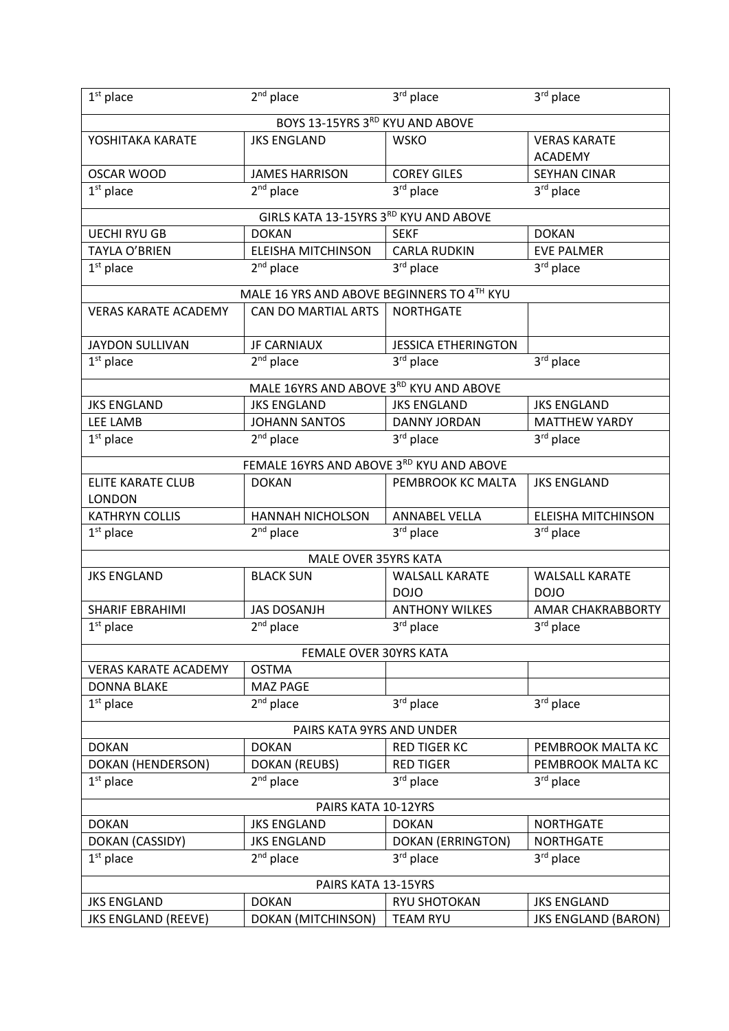| 1st place | 2nd place | 3rd place | 3rd place |
|---|---|---|---|
| BOYS 13-15YRS 3RD KYU AND ABOVE | | | |
| YOSHITAKA KARATE | JKS ENGLAND | WSKO | VERAS KARATE ACADEMY |
| OSCAR WOOD | JAMES HARRISON | COREY GILES | SEYHAN CINAR |
| 1st place | 2nd place | 3rd place | 3rd place |
| GIRLS KATA 13-15YRS 3RD KYU AND ABOVE | | | |
| UECHI RYU GB | DOKAN | SEKF | DOKAN |
| TAYLA O'BRIEN | ELEISHA MITCHINSON | CARLA RUDKIN | EVE PALMER |
| 1st place | 2nd place | 3rd place | 3rd place |
| MALE 16 YRS AND ABOVE BEGINNERS TO 4TH KYU | | | |
| VERAS KARATE ACADEMY | CAN DO MARTIAL ARTS | NORTHGATE | |
| JAYDON SULLIVAN | JF CARNIAUX | JESSICA ETHERINGTON | |
| 1st place | 2nd place | 3rd place | 3rd place |
| MALE 16YRS AND ABOVE 3RD KYU AND ABOVE | | | |
| JKS ENGLAND | JKS ENGLAND | JKS ENGLAND | JKS ENGLAND |
| LEE LAMB | JOHANN SANTOS | DANNY JORDAN | MATTHEW YARDY |
| 1st place | 2nd place | 3rd place | 3rd place |
| FEMALE 16YRS AND ABOVE 3RD KYU AND ABOVE | | | |
| ELITE KARATE CLUB LONDON | DOKAN | PEMBROOK KC MALTA | JKS ENGLAND |
| KATHRYN COLLIS | HANNAH NICHOLSON | ANNABEL VELLA | ELEISHA MITCHINSON |
| 1st place | 2nd place | 3rd place | 3rd place |
| MALE OVER 35YRS KATA | | | |
| JKS ENGLAND | BLACK SUN | WALSALL KARATE DOJO | WALSALL KARATE DOJO |
| SHARIF EBRAHIMI | JAS DOSANJH | ANTHONY WILKES | AMAR CHAKRABBORTY |
| 1st place | 2nd place | 3rd place | 3rd place |
| FEMALE OVER 30YRS KATA | | | |
| VERAS KARATE ACADEMY | OSTMA | | |
| DONNA BLAKE | MAZ PAGE | | |
| 1st place | 2nd place | 3rd place | 3rd place |
| PAIRS KATA 9YRS AND UNDER | | | |
| DOKAN | DOKAN | RED TIGER KC | PEMBROOK MALTA KC |
| DOKAN (HENDERSON) | DOKAN (REUBS) | RED TIGER | PEMBROOK MALTA KC |
| 1st place | 2nd place | 3rd place | 3rd place |
| PAIRS KATA 10-12YRS | | | |
| DOKAN | JKS ENGLAND | DOKAN | NORTHGATE |
| DOKAN (CASSIDY) | JKS ENGLAND | DOKAN (ERRINGTON) | NORTHGATE |
| 1st place | 2nd place | 3rd place | 3rd place |
| PAIRS KATA 13-15YRS | | | |
| JKS ENGLAND | DOKAN | RYU SHOTOKAN | JKS ENGLAND |
| JKS ENGLAND (REEVE) | DOKAN (MITCHINSON) | TEAM RYU | JKS ENGLAND (BARON) |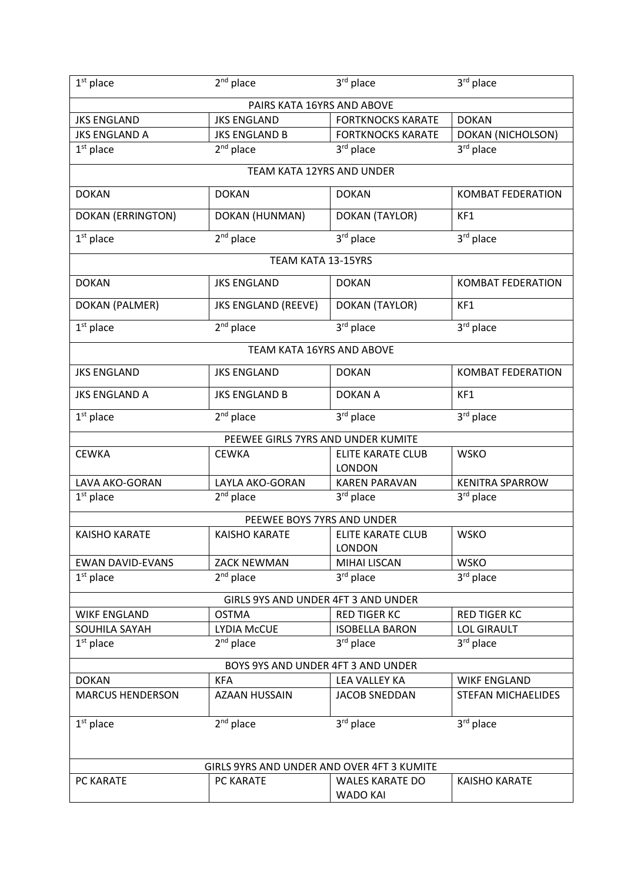| 1st place | 2nd place | 3rd place | 3rd place |
|---|---|---|---|
| PAIRS KATA 16YRS AND ABOVE | | | |
| JKS ENGLAND | JKS ENGLAND | FORTKNOCKS KARATE | DOKAN |
| JKS ENGLAND A | JKS ENGLAND B | FORTKNOCKS KARATE | DOKAN (NICHOLSON) |
| 1st place | 2nd place | 3rd place | 3rd place |
| TEAM KATA 12YRS AND UNDER | | | |
| DOKAN | DOKAN | DOKAN | KOMBAT FEDERATION |
| DOKAN (ERRINGTON) | DOKAN (HUNMAN) | DOKAN (TAYLOR) | KF1 |
| 1st place | 2nd place | 3rd place | 3rd place |
| TEAM KATA 13-15YRS | | | |
| DOKAN | JKS ENGLAND | DOKAN | KOMBAT FEDERATION |
| DOKAN (PALMER) | JKS ENGLAND (REEVE) | DOKAN (TAYLOR) | KF1 |
| 1st place | 2nd place | 3rd place | 3rd place |
| TEAM KATA 16YRS AND ABOVE | | | |
| JKS ENGLAND | JKS ENGLAND | DOKAN | KOMBAT FEDERATION |
| JKS ENGLAND A | JKS ENGLAND B | DOKAN A | KF1 |
| 1st place | 2nd place | 3rd place | 3rd place |
| PEEWEE GIRLS 7YRS AND UNDER KUMITE | | | |
| CEWKA | CEWKA | ELITE KARATE CLUB LONDON | WSKO |
| LAVA AKO-GORAN | LAYLA AKO-GORAN | KAREN PARAVAN | KENITRA SPARROW |
| 1st place | 2nd place | 3rd place | 3rd place |
| PEEWEE BOYS 7YRS AND UNDER | | | |
| KAISHO KARATE | KAISHO KARATE | ELITE KARATE CLUB LONDON | WSKO |
| EWAN DAVID-EVANS | ZACK NEWMAN | MIHAI LISCAN | WSKO |
| 1st place | 2nd place | 3rd place | 3rd place |
| GIRLS 9YS AND UNDER 4FT 3 AND UNDER | | | |
| WIKF ENGLAND | OSTMA | RED TIGER KC | RED TIGER KC |
| SOUHILA SAYAH | LYDIA McCUE | ISOBELLA BARON | LOL GIRAULT |
| 1st place | 2nd place | 3rd place | 3rd place |
| BOYS 9YS AND UNDER 4FT 3 AND UNDER | | | |
| DOKAN | KFA | LEA VALLEY KA | WIKF ENGLAND |
| MARCUS HENDERSON | AZAAN HUSSAIN | JACOB SNEDDAN | STEFAN MICHAELIDES |
| 1st place | 2nd place | 3rd place | 3rd place |
| GIRLS 9YRS AND UNDER AND OVER 4FT 3 KUMITE | | | |
| PC KARATE | PC KARATE | WALES KARATE DO WADO KAI | KAISHO KARATE |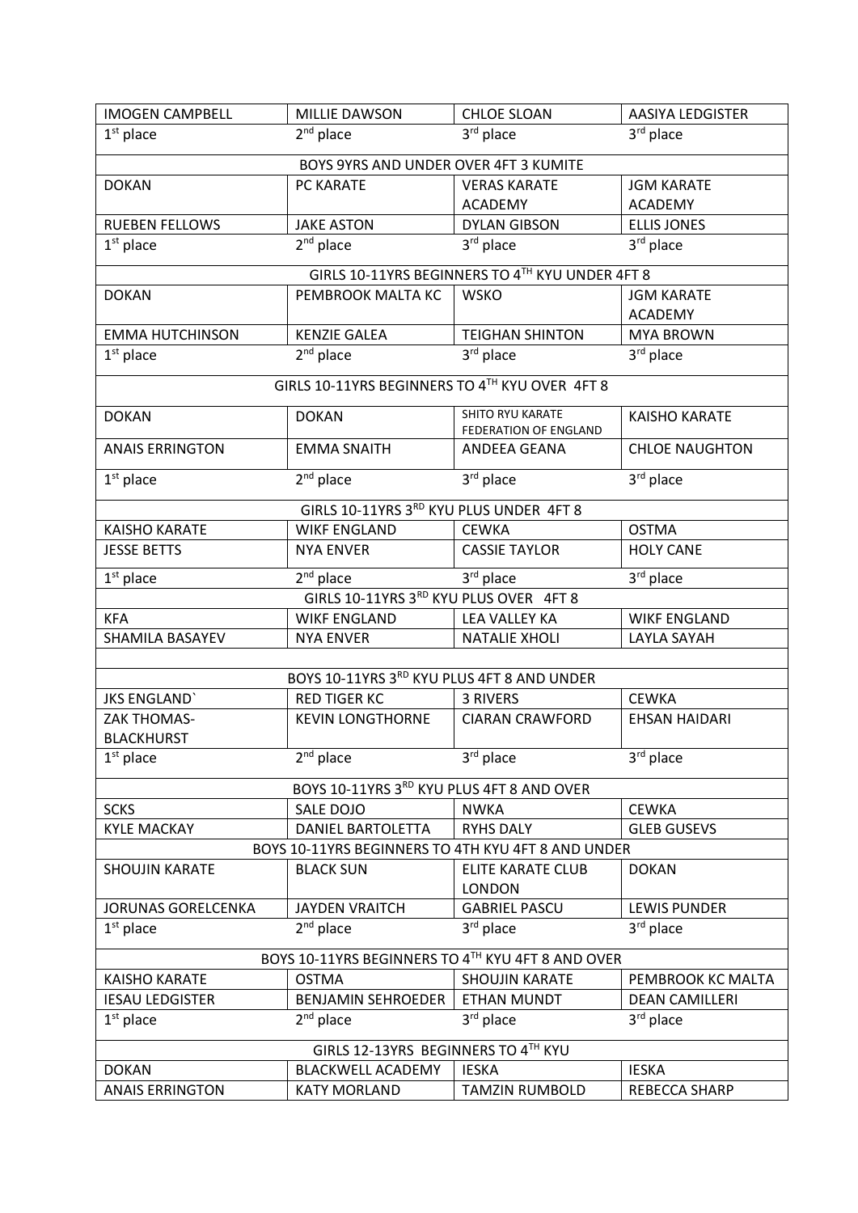| IMOGEN CAMPBELL | MILLIE DAWSON | CHLOE SLOAN | AASIYA LEDGISTER |
|---|---|---|---|
| 1st place | 2nd place | 3rd place | 3rd place |
| BOYS 9YRS AND UNDER OVER 4FT 3 KUMITE | | | |
| DOKAN | PC KARATE | VERAS KARATE ACADEMY | JGM KARATE ACADEMY |
| RUEBEN FELLOWS | JAKE ASTON | DYLAN GIBSON | ELLIS JONES |
| 1st place | 2nd place | 3rd place | 3rd place |
| GIRLS 10-11YRS BEGINNERS TO 4TH KYU UNDER 4FT 8 | | | |
| DOKAN | PEMBROOK MALTA KC | WSKO | JGM KARATE ACADEMY |
| EMMA HUTCHINSON | KENZIE GALEA | TEIGHAN SHINTON | MYA BROWN |
| 1st place | 2nd place | 3rd place | 3rd place |
| GIRLS 10-11YRS BEGINNERS TO 4TH KYU OVER 4FT 8 | | | |
| DOKAN | DOKAN | SHITO RYU KARATE FEDERATION OF ENGLAND | KAISHO KARATE |
| ANAIS ERRINGTON | EMMA SNAITH | ANDEEA GEANA | CHLOE NAUGHTON |
| 1st place | 2nd place | 3rd place | 3rd place |
| GIRLS 10-11YRS 3RD KYU PLUS UNDER 4FT 8 | | | |
| KAISHO KARATE | WIKF ENGLAND | CEWKA | OSTMA |
| JESSE BETTS | NYA ENVER | CASSIE TAYLOR | HOLY CANE |
| 1st place | 2nd place | 3rd place | 3rd place |
| GIRLS 10-11YRS 3RD KYU PLUS OVER 4FT 8 | | | |
| KFA | WIKF ENGLAND | LEA VALLEY KA | WIKF ENGLAND |
| SHAMILA BASAYEV | NYA ENVER | NATALIE XHOLI | LAYLA SAYAH |
| | | | |
| BOYS 10-11YRS 3RD KYU PLUS 4FT 8 AND UNDER | | | |
| JKS ENGLAND` | RED TIGER KC | 3 RIVERS | CEWKA |
| ZAK THOMAS-BLACKHURST | KEVIN LONGTHORNE | CIARAN CRAWFORD | EHSAN HAIDARI |
| 1st place | 2nd place | 3rd place | 3rd place |
| BOYS 10-11YRS 3RD KYU PLUS 4FT 8 AND OVER | | | |
| SCKS | SALE DOJO | NWKA | CEWKA |
| KYLE MACKAY | DANIEL BARTOLETTA | RYHS DALY | GLEB GUSEVS |
| BOYS 10-11YRS BEGINNERS TO 4TH KYU 4FT 8 AND UNDER | | | |
| SHOUJIN KARATE | BLACK SUN | ELITE KARATE CLUB LONDON | DOKAN |
| JORUNAS GORELCENKA | JAYDEN VRAITCH | GABRIEL PASCU | LEWIS PUNDER |
| 1st place | 2nd place | 3rd place | 3rd place |
| BOYS 10-11YRS BEGINNERS TO 4TH KYU 4FT 8 AND OVER | | | |
| KAISHO KARATE | OSTMA | SHOUJIN KARATE | PEMBROOK KC MALTA |
| IESAU LEDGISTER | BENJAMIN SEHROEDER | ETHAN MUNDT | DEAN CAMILLERI |
| 1st place | 2nd place | 3rd place | 3rd place |
| GIRLS 12-13YRS BEGINNERS TO 4TH KYU | | | |
| DOKAN | BLACKWELL ACADEMY | IESKA | IESKA |
| ANAIS ERRINGTON | KATY MORLAND | TAMZIN RUMBOLD | REBECCA SHARP |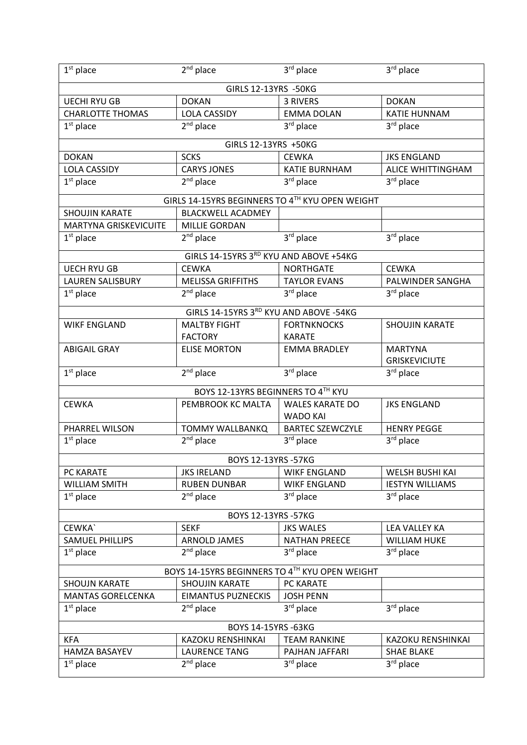| 1st place | 2nd place | 3rd place | 3rd place |
|---|---|---|---|
| GIRLS 12-13YRS -50KG | | | |
| UECHI RYU GB | DOKAN | 3 RIVERS | DOKAN |
| CHARLOTTE THOMAS | LOLA CASSIDY | EMMA DOLAN | KATIE HUNNAM |
| 1st place | 2nd place | 3rd place | 3rd place |
| GIRLS 12-13YRS +50KG | | | |
| DOKAN | SCKS | CEWKA | JKS ENGLAND |
| LOLA CASSIDY | CARYS JONES | KATIE BURNHAM | ALICE WHITTINGHAM |
| 1st place | 2nd place | 3rd place | 3rd place |
| GIRLS 14-15YRS BEGINNERS TO 4TH KYU OPEN WEIGHT | | | |
| SHOUJIN KARATE | BLACKWELL ACADMEY | | |
| MARTYNA GRISKEVICUITE | MILLIE GORDAN | | |
| 1st place | 2nd place | 3rd place | 3rd place |
| GIRLS 14-15YRS 3RD KYU AND ABOVE +54KG | | | |
| UECH RYU GB | CEWKA | NORTHGATE | CEWKA |
| LAUREN SALISBURY | MELISSA GRIFFITHS | TAYLOR EVANS | PALWINDER SANGHA |
| 1st place | 2nd place | 3rd place | 3rd place |
| GIRLS 14-15YRS 3RD KYU AND ABOVE -54KG | | | |
| WIKF ENGLAND | MALTBY FIGHT FACTORY | FORTNKNOCKS KARATE | SHOUJIN KARATE |
| ABIGAIL GRAY | ELISE MORTON | EMMA BRADLEY | MARTYNA GRISKEVICIUTE |
| 1st place | 2nd place | 3rd place | 3rd place |
| BOYS 12-13YRS BEGINNERS TO 4TH KYU | | | |
| CEWKA | PEMBROOK KC MALTA | WALES KARATE DO WADO KAI | JKS ENGLAND |
| PHARREL WILSON | TOMMY WALLBANKQ | BARTEC SZEWCZYLE | HENRY PEGGE |
| 1st place | 2nd place | 3rd place | 3rd place |
| BOYS 12-13YRS -57KG | | | |
| PC KARATE | JKS IRELAND | WIKF ENGLAND | WELSH BUSHI KAI |
| WILLIAM SMITH | RUBEN DUNBAR | WIKF ENGLAND | IESTYN WILLIAMS |
| 1st place | 2nd place | 3rd place | 3rd place |
| BOYS 12-13YRS -57KG | | | |
| CEWKA` | SEKF | JKS WALES | LEA VALLEY KA |
| SAMUEL PHILLIPS | ARNOLD JAMES | NATHAN PREECE | WILLIAM HUKE |
| 1st place | 2nd place | 3rd place | 3rd place |
| BOYS 14-15YRS BEGINNERS TO 4TH KYU OPEN WEIGHT | | | |
| SHOUJN KARATE | SHOUJIN KARATE | PC KARATE | |
| MANTAS GORELCENKA | EIMANTUS PUZNECKIS | JOSH PENN | |
| 1st place | 2nd place | 3rd place | 3rd place |
| BOYS 14-15YRS -63KG | | | |
| KFA | KAZOKU RENSHINKAI | TEAM RANKINE | KAZOKU RENSHINKAI |
| HAMZA BASAYEV | LAURENCE TANG | PAJHAN JAFFARI | SHAE BLAKE |
| 1st place | 2nd place | 3rd place | 3rd place |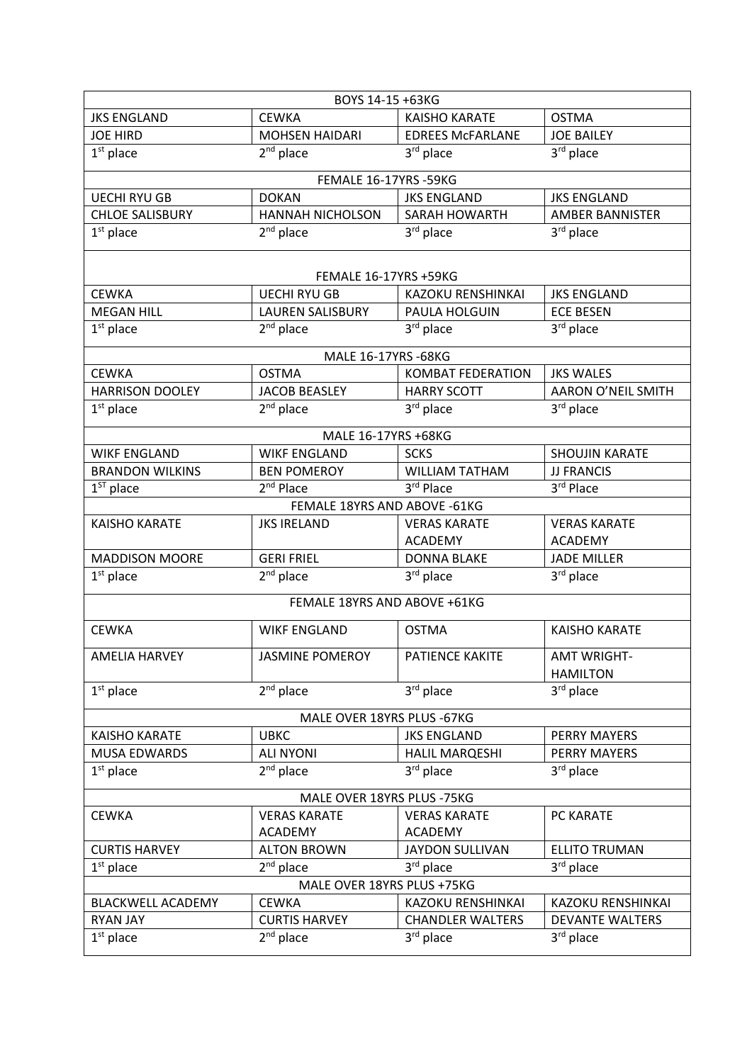| BOYS 14-15 +63KG | | | |
|---|---|---|---|
| JKS ENGLAND | CEWKA | KAISHO KARATE | OSTMA |
| JOE HIRD | MOHSEN HAIDARI | EDREES McFARLANE | JOE BAILEY |
| 1st place | 2nd place | 3rd place | 3rd place |

| FEMALE 16-17YRS -59KG | | | |
|---|---|---|---|
| UECHI RYU GB | DOKAN | JKS ENGLAND | JKS ENGLAND |
| CHLOE SALISBURY | HANNAH NICHOLSON | SARAH HOWARTH | AMBER BANNISTER |
| 1st place | 2nd place | 3rd place | 3rd place |

| FEMALE 16-17YRS +59KG | | | |
|---|---|---|---|
| CEWKA | UECHI RYU GB | KAZOKU RENSHINKAI | JKS ENGLAND |
| MEGAN HILL | LAUREN SALISBURY | PAULA HOLGUIN | ECE BESEN |
| 1st place | 2nd place | 3rd place | 3rd place |

| MALE 16-17YRS -68KG | | | |
|---|---|---|---|
| CEWKA | OSTMA | KOMBAT FEDERATION | JKS WALES |
| HARRISON DOOLEY | JACOB BEASLEY | HARRY SCOTT | AARON O'NEIL SMITH |
| 1st place | 2nd place | 3rd place | 3rd place |

| MALE 16-17YRS +68KG | | | |
|---|---|---|---|
| WIKF ENGLAND | WIKF ENGLAND | SCKS | SHOUJIN KARATE |
| BRANDON WILKINS | BEN POMEROY | WILLIAM TATHAM | JJ FRANCIS |
| 1ST place | 2nd Place | 3rd Place | 3rd Place |

| FEMALE 18YRS AND ABOVE -61KG | | | |
|---|---|---|---|
| KAISHO KARATE | JKS IRELAND | VERAS KARATE ACADEMY | VERAS KARATE ACADEMY |
| MADDISON MOORE | GERI FRIEL | DONNA BLAKE | JADE MILLER |
| 1st place | 2nd place | 3rd place | 3rd place |

| FEMALE 18YRS AND ABOVE +61KG | | | |
|---|---|---|---|
| CEWKA | WIKF ENGLAND | OSTMA | KAISHO KARATE |
| AMELIA HARVEY | JASMINE POMEROY | PATIENCE KAKITE | AMT WRIGHT-HAMILTON |
| 1st place | 2nd place | 3rd place | 3rd place |

| MALE OVER 18YRS PLUS -67KG | | | |
|---|---|---|---|
| KAISHO KARATE | UBKC | JKS ENGLAND | PERRY MAYERS |
| MUSA EDWARDS | ALI NYONI | HALIL MARQESHI | PERRY MAYERS |
| 1st place | 2nd place | 3rd place | 3rd place |

| MALE OVER 18YRS PLUS -75KG | | | |
|---|---|---|---|
| CEWKA | VERAS KARATE ACADEMY | VERAS KARATE ACADEMY | PC KARATE |
| CURTIS HARVEY | ALTON BROWN | JAYDON SULLIVAN | ELLITO TRUMAN |
| 1st place | 2nd place | 3rd place | 3rd place |

| MALE OVER 18YRS PLUS +75KG | | | |
|---|---|---|---|
| BLACKWELL ACADEMY | CEWKA | KAZOKU RENSHINKAI | KAZOKU RENSHINKAI |
| RYAN JAY | CURTIS HARVEY | CHANDLER WALTERS | DEVANTE WALTERS |
| 1st place | 2nd place | 3rd place | 3rd place |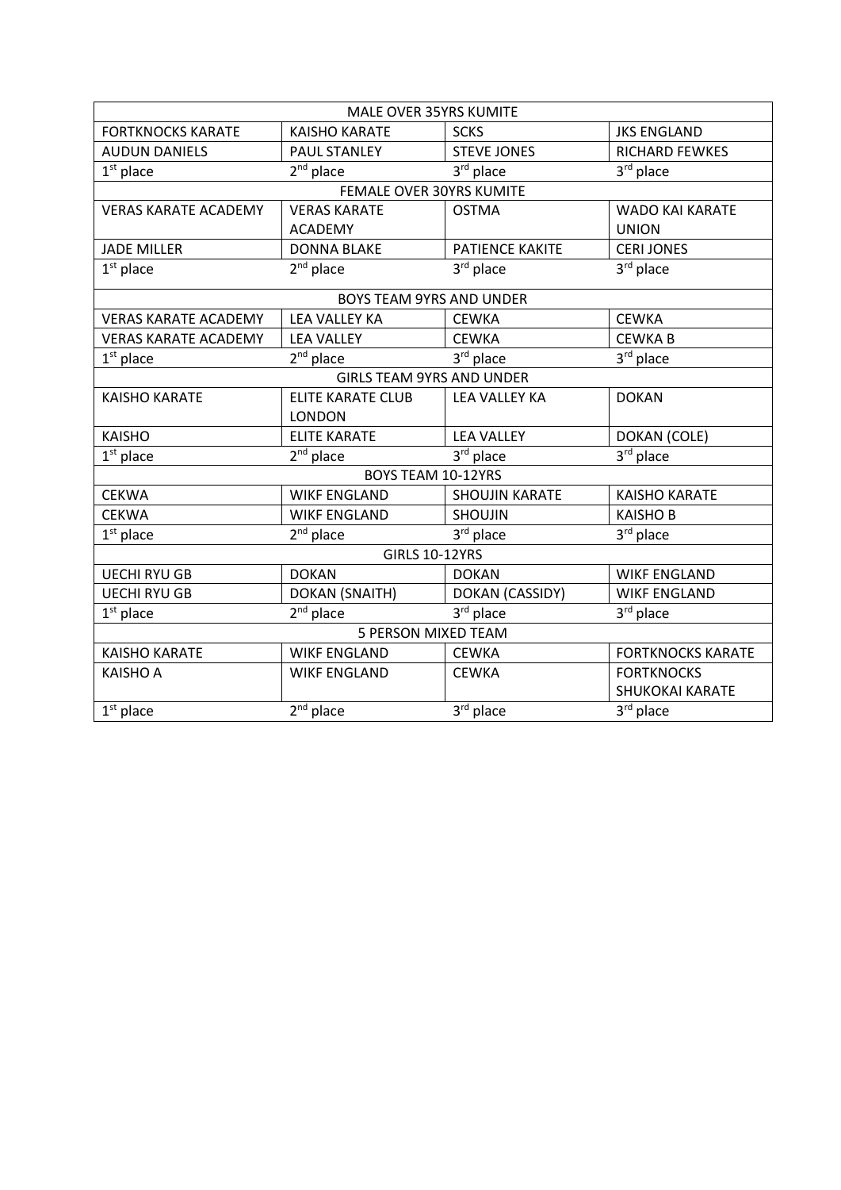| | | | |
|---|---|---|---|
| MALE OVER 35YRS KUMITE | | | |
| FORTKNOCKS KARATE | KAISHO KARATE | SCKS | JKS ENGLAND |
| AUDUN DANIELS | PAUL STANLEY | STEVE JONES | RICHARD FEWKES |
| 1st place | 2nd place | 3rd place | 3rd place |
| FEMALE OVER 30YRS KUMITE | | | |
| VERAS KARATE ACADEMY | VERAS KARATE ACADEMY | OSTMA | WADO KAI KARATE UNION |
| JADE MILLER | DONNA BLAKE | PATIENCE KAKITE | CERI JONES |
| 1st place | 2nd place | 3rd place | 3rd place |
| BOYS TEAM 9YRS AND UNDER | | | |
| VERAS KARATE ACADEMY | LEA VALLEY KA | CEWKA | CEWKA |
| VERAS KARATE ACADEMY | LEA VALLEY | CEWKA | CEWKA B |
| 1st place | 2nd place | 3rd place | 3rd place |
| GIRLS TEAM 9YRS AND UNDER | | | |
| KAISHO KARATE | ELITE KARATE CLUB LONDON | LEA VALLEY KA | DOKAN |
| KAISHO | ELITE KARATE | LEA VALLEY | DOKAN (COLE) |
| 1st place | 2nd place | 3rd place | 3rd place |
| BOYS TEAM 10-12YRS | | | |
| CEKWA | WIKF ENGLAND | SHOUJIN KARATE | KAISHO KARATE |
| CEKWA | WIKF ENGLAND | SHOUJIN | KAISHO B |
| 1st place | 2nd place | 3rd place | 3rd place |
| GIRLS 10-12YRS | | | |
| UECHI RYU GB | DOKAN | DOKAN | WIKF ENGLAND |
| UECHI RYU GB | DOKAN (SNAITH) | DOKAN (CASSIDY) | WIKF ENGLAND |
| 1st place | 2nd place | 3rd place | 3rd place |
| 5 PERSON MIXED TEAM | | | |
| KAISHO KARATE | WIKF ENGLAND | CEWKA | FORTKNOCKS KARATE |
| KAISHO A | WIKF ENGLAND | CEWKA | FORTKNOCKS SHUKOKAI KARATE |
| 1st place | 2nd place | 3rd place | 3rd place |